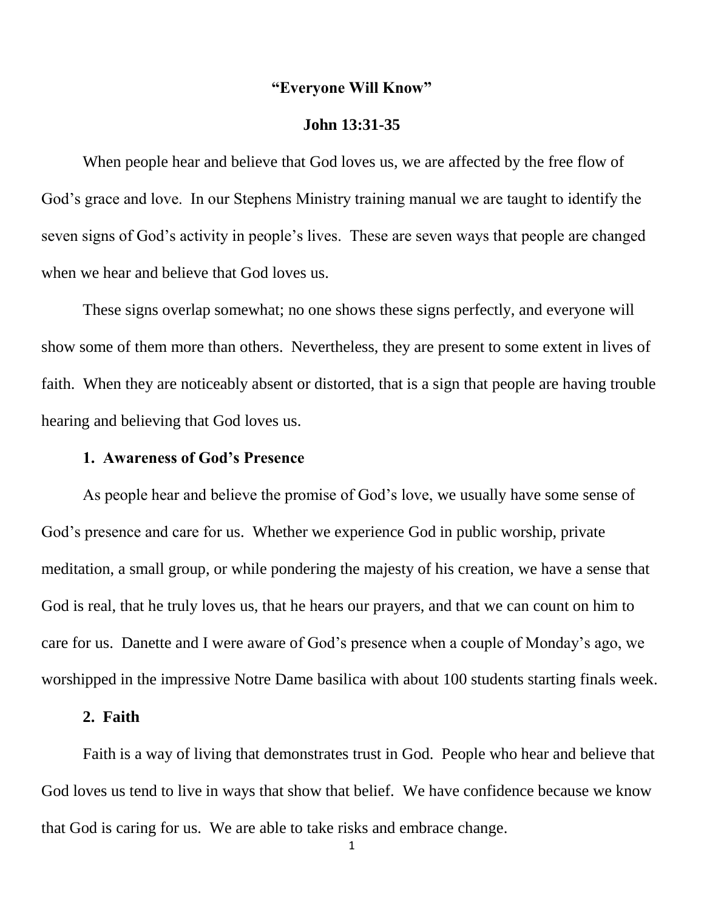# "Everyone Will Know"

## John 13:31-35

When people hear and believe that God loves us, we are affected by the free flow of God's grace and love. In our Stephens Ministry training manual we are taught to identify the seven signs of God's activity in people's lives. These are seven ways that people are changed when we hear and believe that God loves us.

These signs overlap somewhat; no one shows these signs perfectly, and everyone will show some of them more than others. Nevertheless, they are present to some extent in lives of faith. When they are noticeably absent or distorted, that is a sign that people are having trouble hearing and believing that God loves us.

**1. Awareness of God's Presence**

As people hear and believe the promise of God's love, we usually have some sense of God's presence and care for us. Whether we experience God in public worship, private meditation, a small group, or while pondering the majesty of his creation, we have a sense that God is real, that he truly loves us, that he hears our prayers, and that we can count on him to care for us. Danette and I were aware of God's presence when a couple of Monday's ago, we worshipped in the impressive Notre Dame basilica with about 100 students starting finals week.

**2. Faith**

Faith is a way of living that demonstrates trust in God. People who hear and believe that God loves us tend to live in ways that show that belief. We have confidence because we know that God is caring for us. We are able to take risks and embrace change.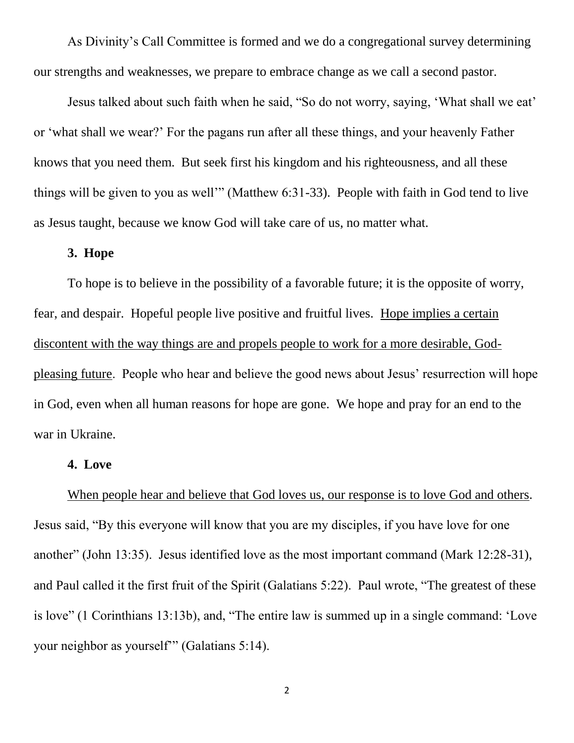As Divinity's Call Committee is formed and we do a congregational survey determining our strengths and weaknesses, we prepare to embrace change as we call a second pastor.

Jesus talked about such faith when he said, "So do not worry, saying, 'What shall we eat' or 'what shall we wear?' For the pagans run after all these things, and your heavenly Father knows that you need them. But seek first his kingdom and his righteousness, and all these things will be given to you as well'" (Matthew 6:31-33). People with faith in God tend to live as Jesus taught, because we know God will take care of us, no matter what.

**3. Hope**

To hope is to believe in the possibility of a favorable future; it is the opposite of worry, fear, and despair. Hopeful people live positive and fruitful lives. <u>Hope implies a certain discontent with the way things are and propels people to work for a more desirable, God-pleasing future</u>. People who hear and believe the good news about Jesus' resurrection will hope in God, even when all human reasons for hope are gone. We hope and pray for an end to the war in Ukraine.

**4. Love**

<u>When people hear and believe that God loves us, our response is to love God and others</u>. Jesus said, "By this everyone will know that you are my disciples, if you have love for one another" (John 13:35). Jesus identified love as the most important command (Mark 12:28-31), and Paul called it the first fruit of the Spirit (Galatians 5:22). Paul wrote, "The greatest of these is love" (1 Corinthians 13:13b), and, "The entire law is summed up in a single command: 'Love your neighbor as yourself'" (Galatians 5:14).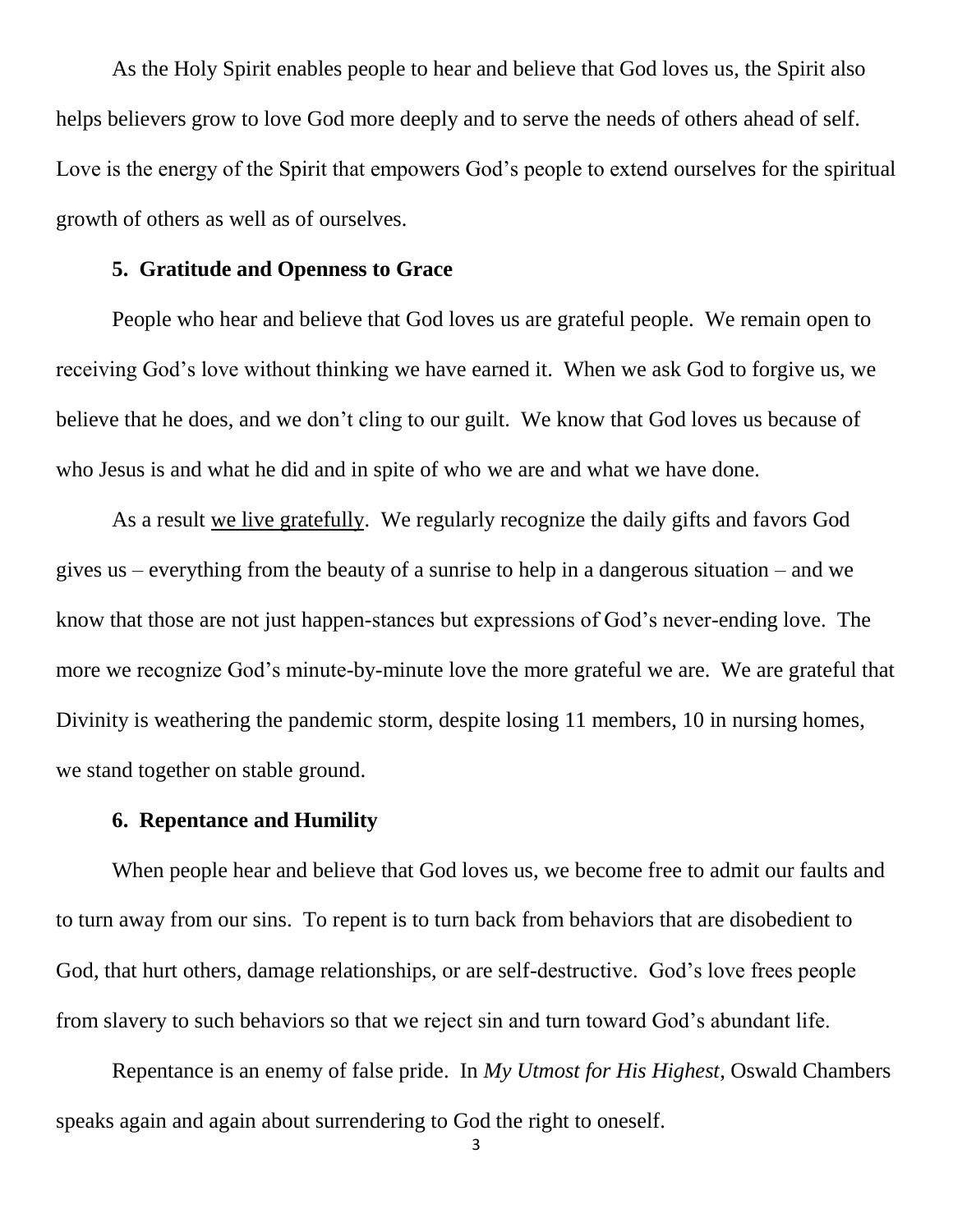As the Holy Spirit enables people to hear and believe that God loves us, the Spirit also helps believers grow to love God more deeply and to serve the needs of others ahead of self. Love is the energy of the Spirit that empowers God's people to extend ourselves for the spiritual growth of others as well as of ourselves.

**5. Gratitude and Openness to Grace**

People who hear and believe that God loves us are grateful people. We remain open to receiving God's love without thinking we have earned it. When we ask God to forgive us, we believe that he does, and we don't cling to our guilt. We know that God loves us because of who Jesus is and what he did and in spite of who we are and what we have done.

As a result <u>we live gratefully</u>. We regularly recognize the daily gifts and favors God gives us – everything from the beauty of a sunrise to help in a dangerous situation – and we know that those are not just happen-stances but expressions of God's never-ending love. The more we recognize God's minute-by-minute love the more grateful we are. We are grateful that Divinity is weathering the pandemic storm, despite losing 11 members, 10 in nursing homes, we stand together on stable ground.

**6. Repentance and Humility**

When people hear and believe that God loves us, we become free to admit our faults and to turn away from our sins. To repent is to turn back from behaviors that are disobedient to God, that hurt others, damage relationships, or are self-destructive. God's love frees people from slavery to such behaviors so that we reject sin and turn toward God's abundant life.

Repentance is an enemy of false pride. In *My Utmost for His Highest*, Oswald Chambers speaks again and again about surrendering to God the right to oneself.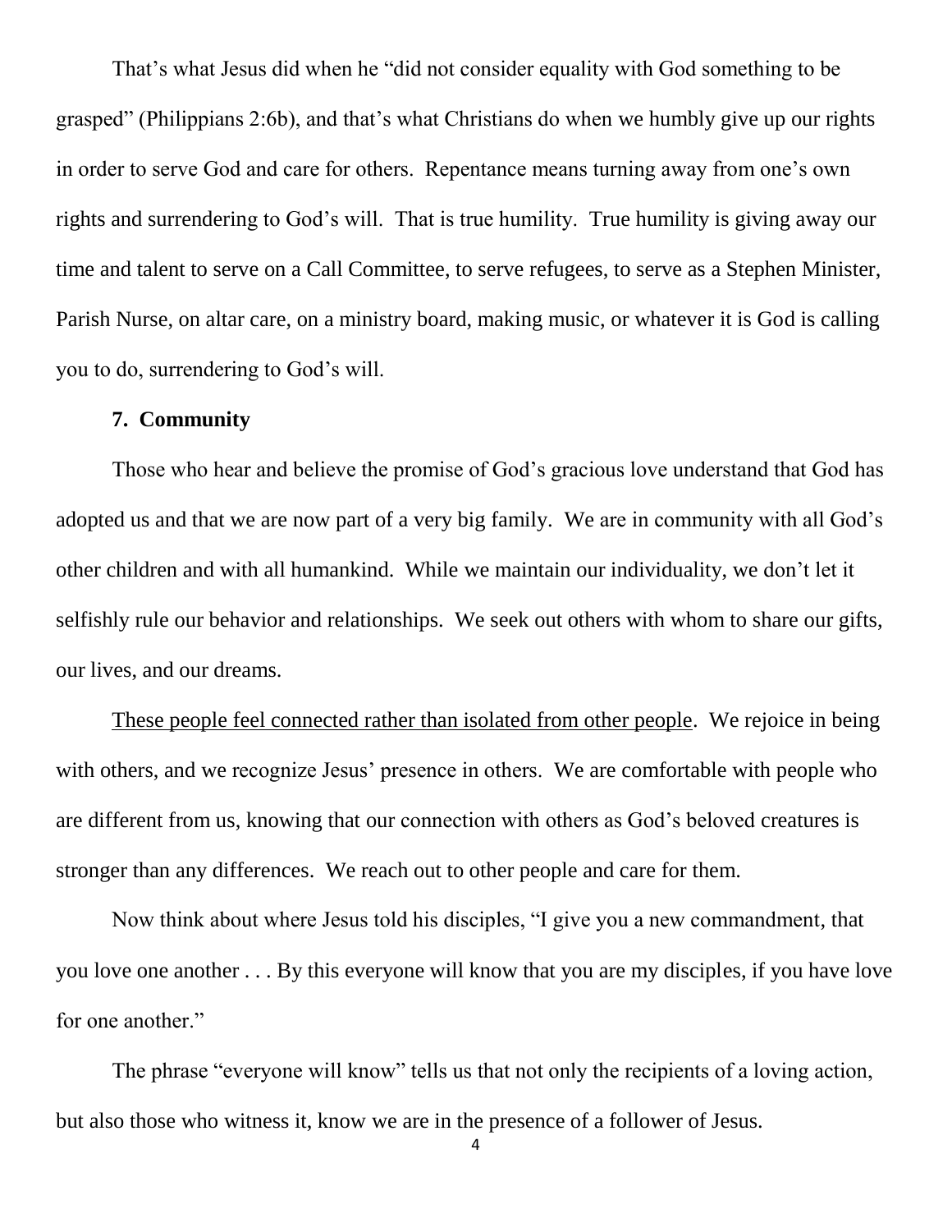That's what Jesus did when he "did not consider equality with God something to be grasped" (Philippians 2:6b), and that's what Christians do when we humbly give up our rights in order to serve God and care for others. Repentance means turning away from one's own rights and surrendering to God's will. That is true humility. True humility is giving away our time and talent to serve on a Call Committee, to serve refugees, to serve as a Stephen Minister, Parish Nurse, on altar care, on a ministry board, making music, or whatever it is God is calling you to do, surrendering to God's will.

**7. Community**

Those who hear and believe the promise of God's gracious love understand that God has adopted us and that we are now part of a very big family. We are in community with all God's other children and with all humankind. While we maintain our individuality, we don't let it selfishly rule our behavior and relationships. We seek out others with whom to share our gifts, our lives, and our dreams.

<u>These people feel connected rather than isolated from other people</u>. We rejoice in being with others, and we recognize Jesus' presence in others. We are comfortable with people who are different from us, knowing that our connection with others as God's beloved creatures is stronger than any differences. We reach out to other people and care for them.

Now think about where Jesus told his disciples, "I give you a new commandment, that you love one another . . . By this everyone will know that you are my disciples, if you have love for one another."

The phrase "everyone will know" tells us that not only the recipients of a loving action, but also those who witness it, know we are in the presence of a follower of Jesus.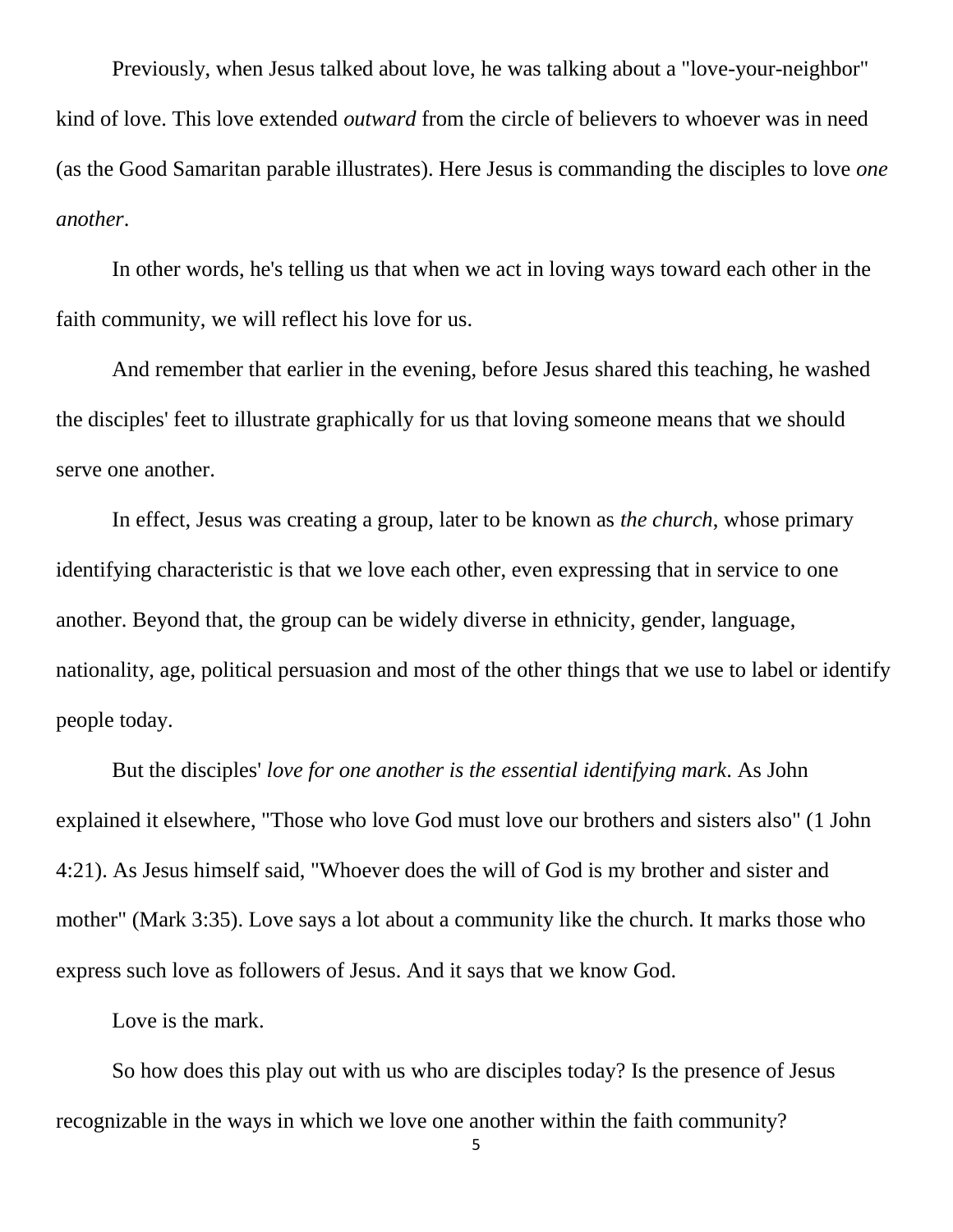Previously, when Jesus talked about love, he was talking about a "love-your-neighbor" kind of love. This love extended *outward* from the circle of believers to whoever was in need (as the Good Samaritan parable illustrates). Here Jesus is commanding the disciples to love *one another*.

In other words, he's telling us that when we act in loving ways toward each other in the faith community, we will reflect his love for us.

And remember that earlier in the evening, before Jesus shared this teaching, he washed the disciples' feet to illustrate graphically for us that loving someone means that we should serve one another.

In effect, Jesus was creating a group, later to be known as *the church*, whose primary identifying characteristic is that we love each other, even expressing that in service to one another. Beyond that, the group can be widely diverse in ethnicity, gender, language, nationality, age, political persuasion and most of the other things that we use to label or identify people today.

But the disciples' *love for one another is the essential identifying mark*. As John explained it elsewhere, "Those who love God must love our brothers and sisters also" (1 John 4:21). As Jesus himself said, "Whoever does the will of God is my brother and sister and mother" (Mark 3:35). Love says a lot about a community like the church. It marks those who express such love as followers of Jesus. And it says that we know God.

Love is the mark.

So how does this play out with us who are disciples today? Is the presence of Jesus recognizable in the ways in which we love one another within the faith community?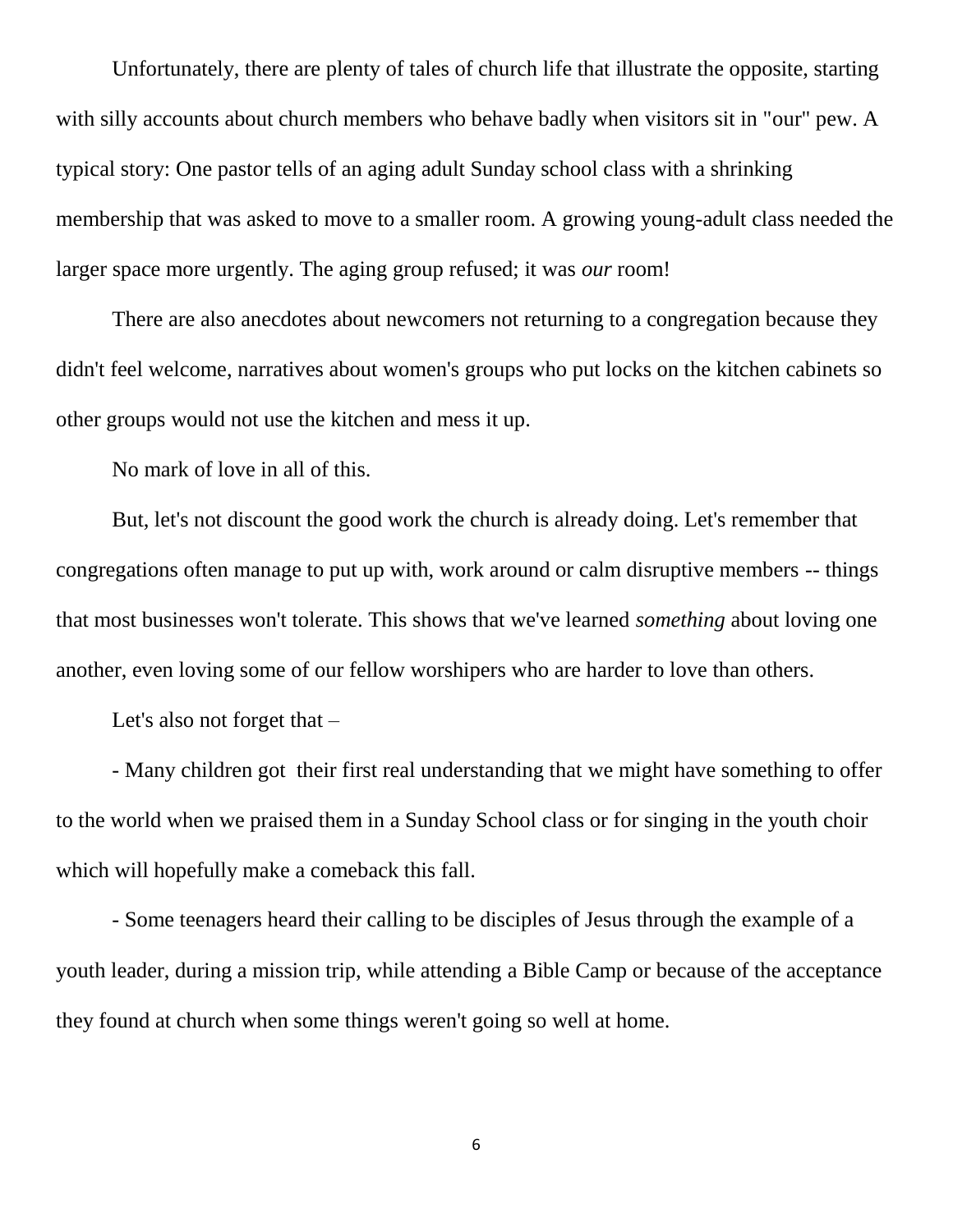Unfortunately, there are plenty of tales of church life that illustrate the opposite, starting with silly accounts about church members who behave badly when visitors sit in "our" pew. A typical story: One pastor tells of an aging adult Sunday school class with a shrinking membership that was asked to move to a smaller room. A growing young-adult class needed the larger space more urgently. The aging group refused; it was *our* room!

There are also anecdotes about newcomers not returning to a congregation because they didn't feel welcome, narratives about women's groups who put locks on the kitchen cabinets so other groups would not use the kitchen and mess it up.

No mark of love in all of this.

But, let's not discount the good work the church is already doing. Let's remember that congregations often manage to put up with, work around or calm disruptive members -- things that most businesses won't tolerate. This shows that we've learned *something* about loving one another, even loving some of our fellow worshipers who are harder to love than others.

Let's also not forget that –

- Many children got their first real understanding that we might have something to offer to the world when we praised them in a Sunday School class or for singing in the youth choir which will hopefully make a comeback this fall.

- Some teenagers heard their calling to be disciples of Jesus through the example of a youth leader, during a mission trip, while attending a Bible Camp or because of the acceptance they found at church when some things weren't going so well at home.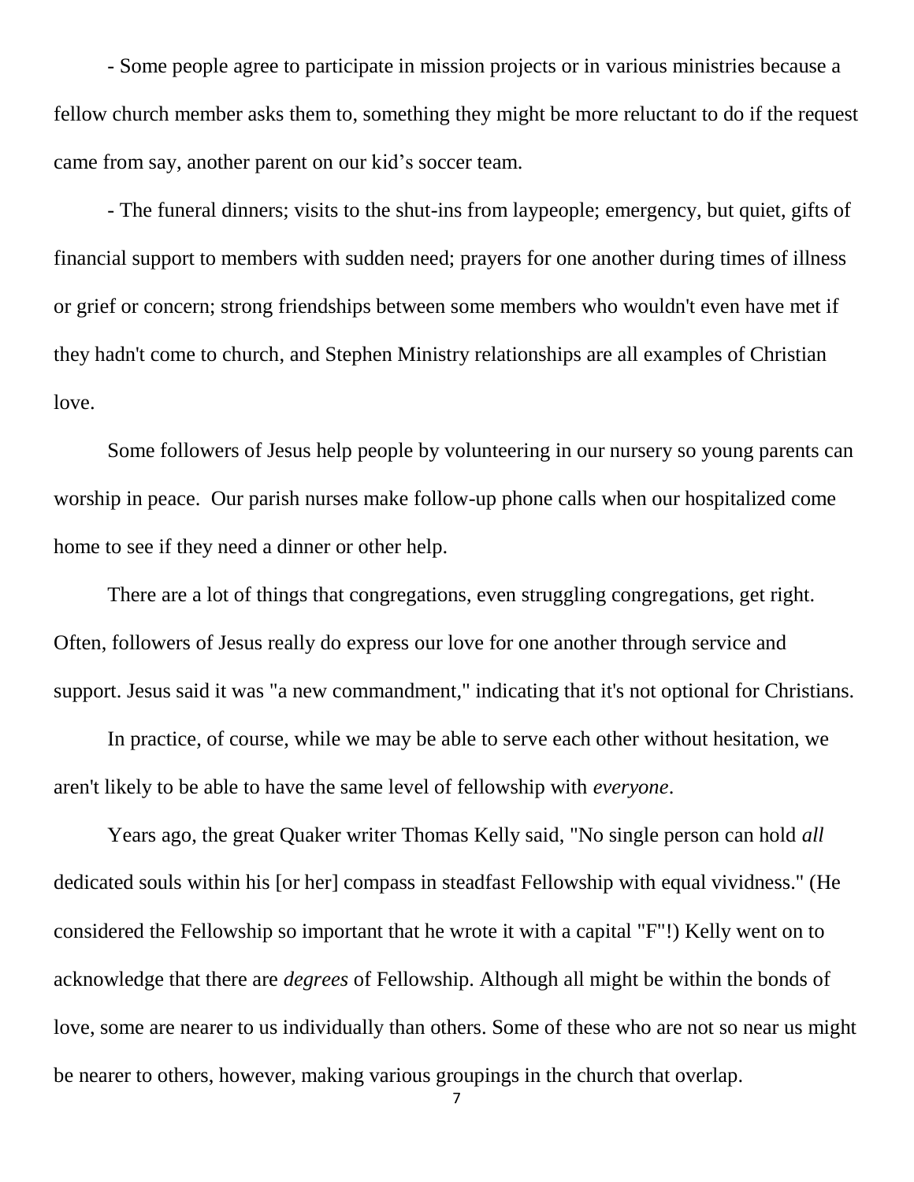- Some people agree to participate in mission projects or in various ministries because a fellow church member asks them to, something they might be more reluctant to do if the request came from say, another parent on our kid's soccer team.

- The funeral dinners; visits to the shut-ins from laypeople; emergency, but quiet, gifts of financial support to members with sudden need; prayers for one another during times of illness or grief or concern; strong friendships between some members who wouldn't even have met if they hadn't come to church, and Stephen Ministry relationships are all examples of Christian love.

Some followers of Jesus help people by volunteering in our nursery so young parents can worship in peace. Our parish nurses make follow-up phone calls when our hospitalized come home to see if they need a dinner or other help.

There are a lot of things that congregations, even struggling congregations, get right. Often, followers of Jesus really do express our love for one another through service and support. Jesus said it was "a new commandment," indicating that it's not optional for Christians.

In practice, of course, while we may be able to serve each other without hesitation, we aren't likely to be able to have the same level of fellowship with *everyone*.

Years ago, the great Quaker writer Thomas Kelly said, "No single person can hold *all* dedicated souls within his [or her] compass in steadfast Fellowship with equal vividness." (He considered the Fellowship so important that he wrote it with a capital "F"!) Kelly went on to acknowledge that there are *degrees* of Fellowship. Although all might be within the bonds of love, some are nearer to us individually than others. Some of these who are not so near us might be nearer to others, however, making various groupings in the church that overlap.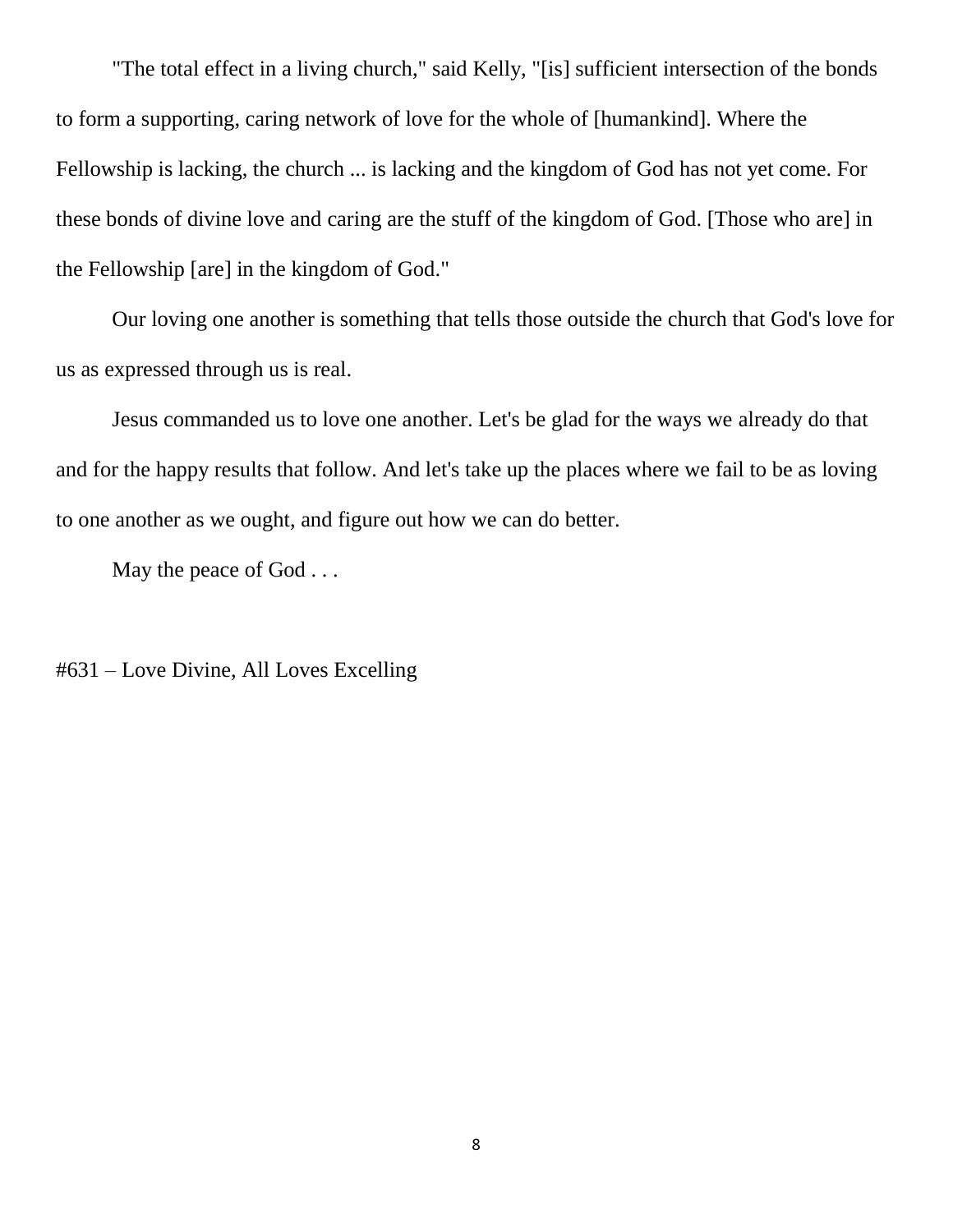"The total effect in a living church," said Kelly, "[is] sufficient intersection of the bonds to form a supporting, caring network of love for the whole of [humankind]. Where the Fellowship is lacking, the church ... is lacking and the kingdom of God has not yet come. For these bonds of divine love and caring are the stuff of the kingdom of God. [Those who are] in the Fellowship [are] in the kingdom of God."

Our loving one another is something that tells those outside the church that God's love for us as expressed through us is real.

Jesus commanded us to love one another. Let's be glad for the ways we already do that and for the happy results that follow. And let's take up the places where we fail to be as loving to one another as we ought, and figure out how we can do better.

May the peace of God . . .

#631 – Love Divine, All Loves Excelling